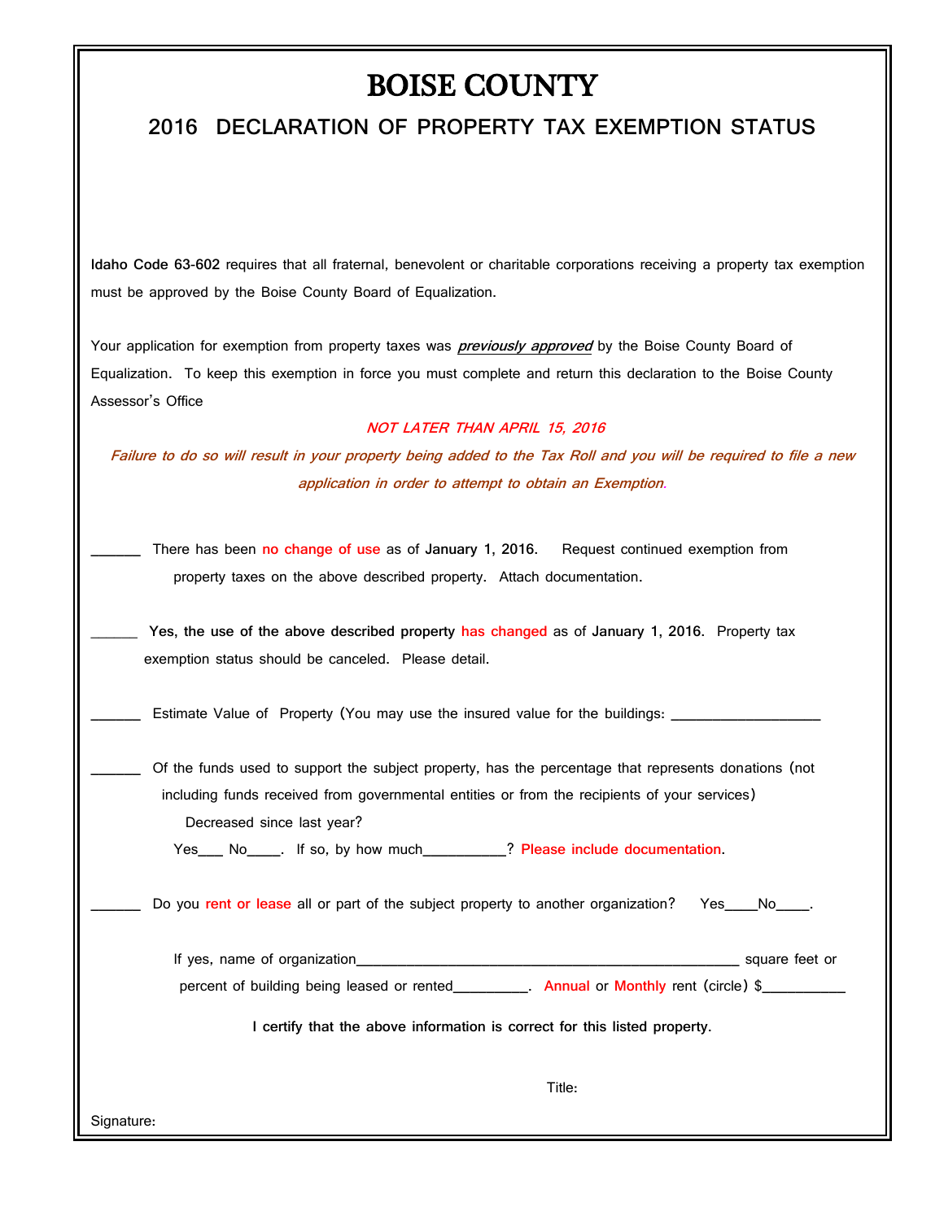# BOISE COUNTY

## 2016 DECLARATION OF PROPERTY TAX EXEMPTION STATUS

**Idaho Code 63-602** requires that all fraternal, benevolent or charitable corporations receiving a property tax exemption must be approved by the Boise County Board of Equalization.

Your application for exemption from property taxes was ***previously approved*** by the Boise County Board of Equalization. To keep this exemption in force you must complete and return this declaration to the Boise County Assessor's Office

*NOT LATER THAN APRIL 15, 2016*

*Failure to do so will result in your property being added to the Tax Roll and you will be required to file a new application in order to attempt to obtain an Exemption.*

______ There has been no change of use as of **January 1, 2016.** Request continued exemption from property taxes on the above described property. Attach documentation.

______ **Yes, the use of the above described property** has changed as of **January 1, 2016.** Property tax exemption status should be canceled. Please detail.

______ Estimate Value of Property (You may use the insured value for the buildings: ___________________

______ Of the funds used to support the subject property, has the percentage that represents donations (not including funds received from governmental entities or from the recipients of your services) Decreased since last year?

Yes___ No____. If so, by how much__________? Please include documentation.

______ Do you rent or lease all or part of the subject property to another organization? Yes____No____.

If yes, name of organization_________________________________________________ square feet or percent of building being leased or rented_________. Annual or Monthly rent (circle) $__________

**I certify that the above information is correct for this listed property.**

Title:

Signature: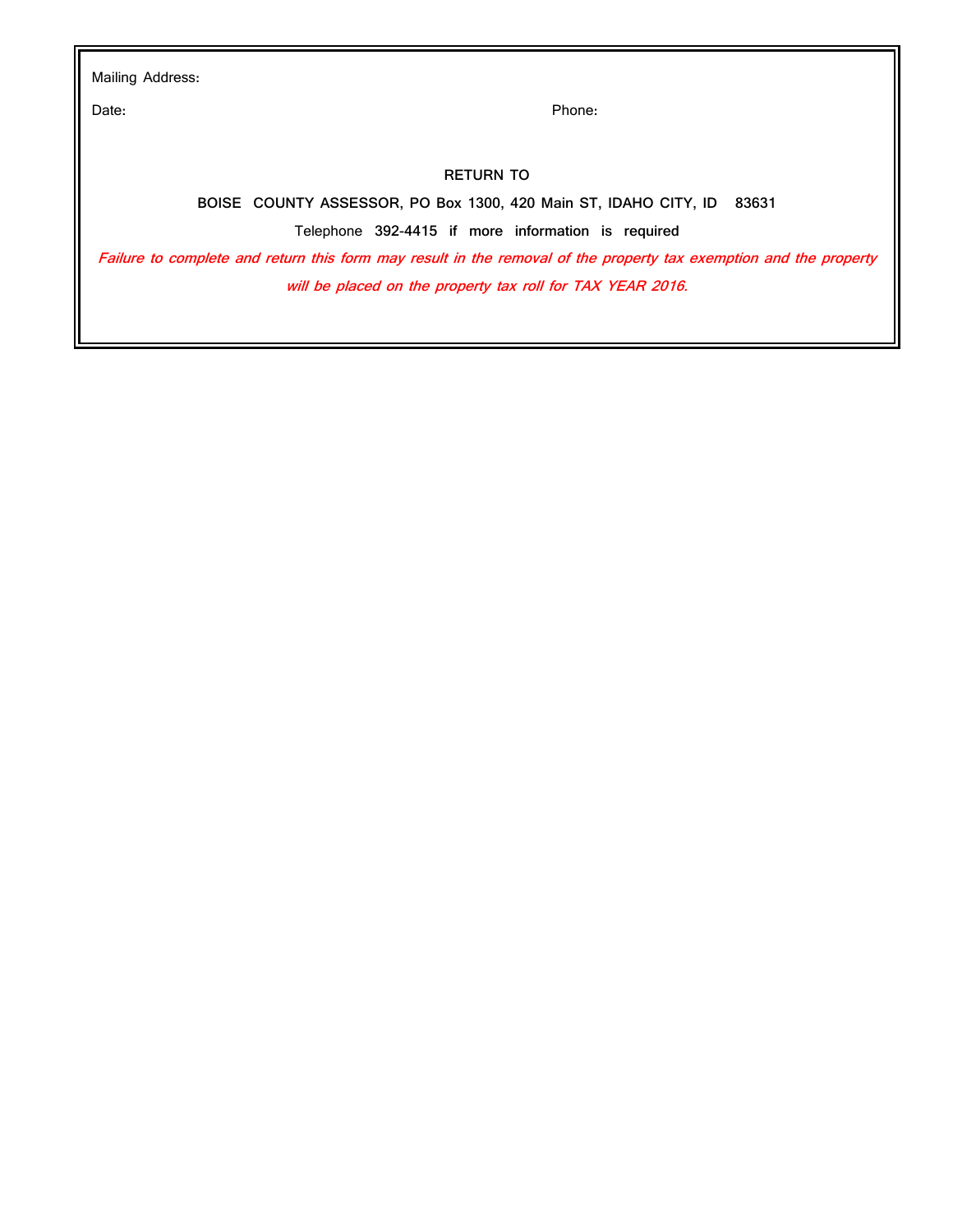Mailing Address:

Date: Phone:

**RETURN TO**

**BOISE COUNTY ASSESSOR, PO Box 1300, 420 Main ST, IDAHO CITY, ID 83631**

Telephone **392-4415 if more information is required**

***Failure to complete and return this form may result in the removal of the property tax exemption and the property will be placed on the property tax roll for TAX YEAR 2016.***